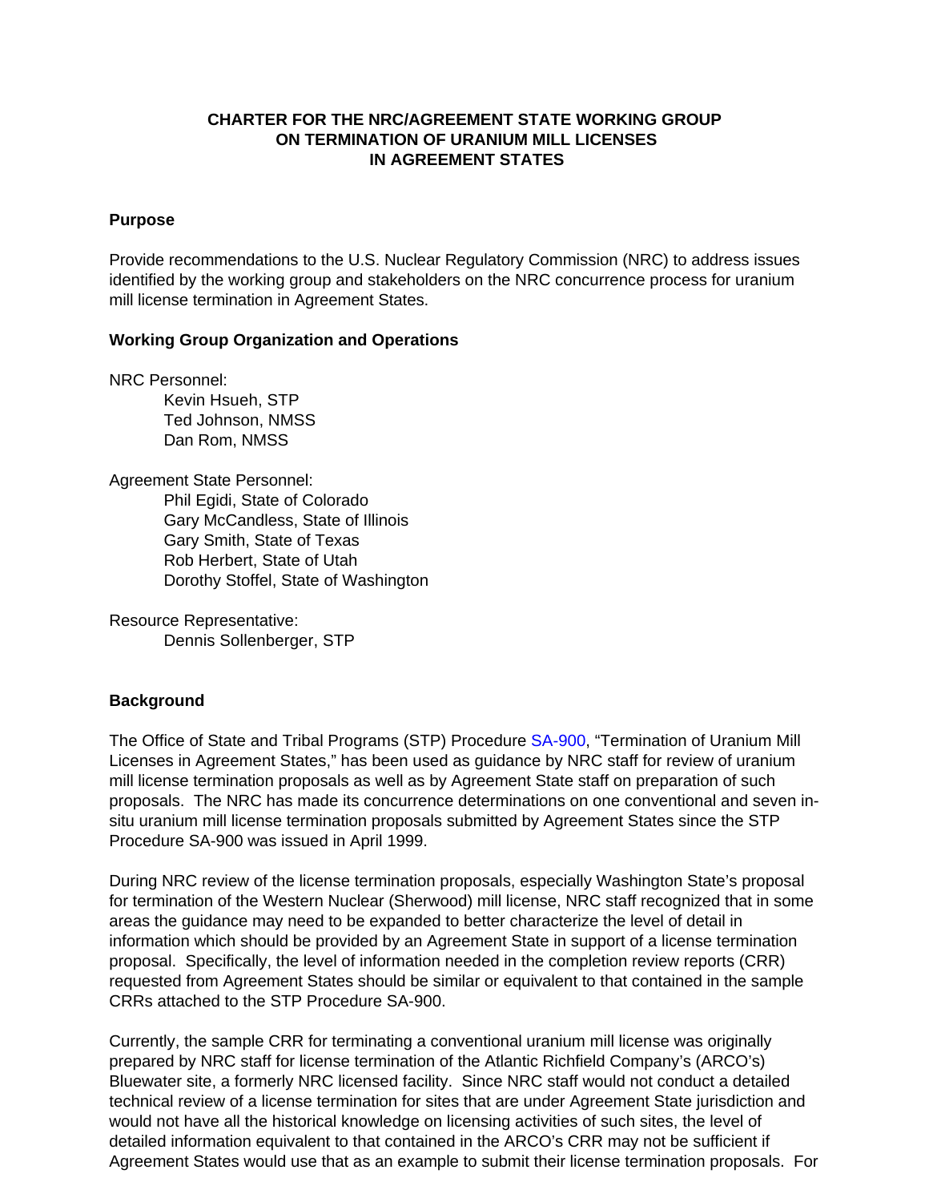# CHARTER FOR THE NRC/AGREEMENT STATE WORKING GROUP ON TERMINATION OF URANIUM MILL LICENSES IN AGREEMENT STATES

## Purpose

Provide recommendations to the U.S. Nuclear Regulatory Commission (NRC) to address issues identified by the working group and stakeholders on the NRC concurrence process for uranium mill license termination in Agreement States.

## Working Group Organization and Operations

NRC Personnel:
- Kevin Hsueh, STP
- Ted Johnson, NMSS
- Dan Rom, NMSS

Agreement State Personnel:
- Phil Egidi, State of Colorado
- Gary McCandless, State of Illinois
- Gary Smith, State of Texas
- Rob Herbert, State of Utah
- Dorothy Stoffel, State of Washington

Resource Representative:
- Dennis Sollenberger, STP

## Background

The Office of State and Tribal Programs (STP) Procedure SA-900, "Termination of Uranium Mill Licenses in Agreement States," has been used as guidance by NRC staff for review of uranium mill license termination proposals as well as by Agreement State staff on preparation of such proposals. The NRC has made its concurrence determinations on one conventional and seven in-situ uranium mill license termination proposals submitted by Agreement States since the STP Procedure SA-900 was issued in April 1999.

During NRC review of the license termination proposals, especially Washington State's proposal for termination of the Western Nuclear (Sherwood) mill license, NRC staff recognized that in some areas the guidance may need to be expanded to better characterize the level of detail in information which should be provided by an Agreement State in support of a license termination proposal. Specifically, the level of information needed in the completion review reports (CRR) requested from Agreement States should be similar or equivalent to that contained in the sample CRRs attached to the STP Procedure SA-900.

Currently, the sample CRR for terminating a conventional uranium mill license was originally prepared by NRC staff for license termination of the Atlantic Richfield Company's (ARCO's) Bluewater site, a formerly NRC licensed facility. Since NRC staff would not conduct a detailed technical review of a license termination for sites that are under Agreement State jurisdiction and would not have all the historical knowledge on licensing activities of such sites, the level of detailed information equivalent to that contained in the ARCO's CRR may not be sufficient if Agreement States would use that as an example to submit their license termination proposals. For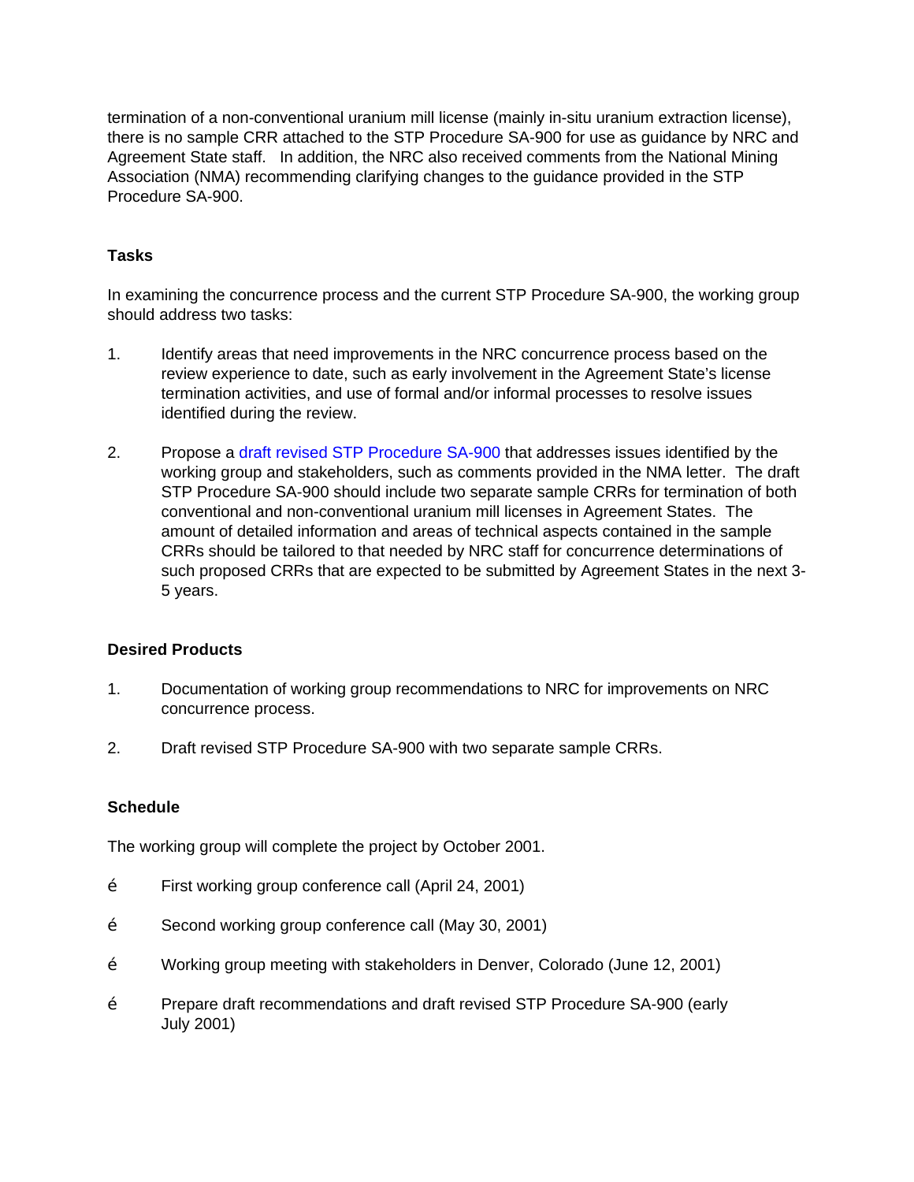termination of a non-conventional uranium mill license (mainly in-situ uranium extraction license), there is no sample CRR attached to the STP Procedure SA-900 for use as guidance by NRC and Agreement State staff. In addition, the NRC also received comments from the National Mining Association (NMA) recommending clarifying changes to the guidance provided in the STP Procedure SA-900.

**Tasks**

In examining the concurrence process and the current STP Procedure SA-900, the working group should address two tasks:

1. Identify areas that need improvements in the NRC concurrence process based on the review experience to date, such as early involvement in the Agreement State's license termination activities, and use of formal and/or informal processes to resolve issues identified during the review.

2. Propose a draft revised STP Procedure SA-900 that addresses issues identified by the working group and stakeholders, such as comments provided in the NMA letter. The draft STP Procedure SA-900 should include two separate sample CRRs for termination of both conventional and non-conventional uranium mill licenses in Agreement States. The amount of detailed information and areas of technical aspects contained in the sample CRRs should be tailored to that needed by NRC staff for concurrence determinations of such proposed CRRs that are expected to be submitted by Agreement States in the next 3-5 years.

**Desired Products**

1. Documentation of working group recommendations to NRC for improvements on NRC concurrence process.

2. Draft revised STP Procedure SA-900 with two separate sample CRRs.

**Schedule**

The working group will complete the project by October 2001.

- First working group conference call (April 24, 2001)
- Second working group conference call (May 30, 2001)
- Working group meeting with stakeholders in Denver, Colorado (June 12, 2001)
- Prepare draft recommendations and draft revised STP Procedure SA-900 (early July 2001)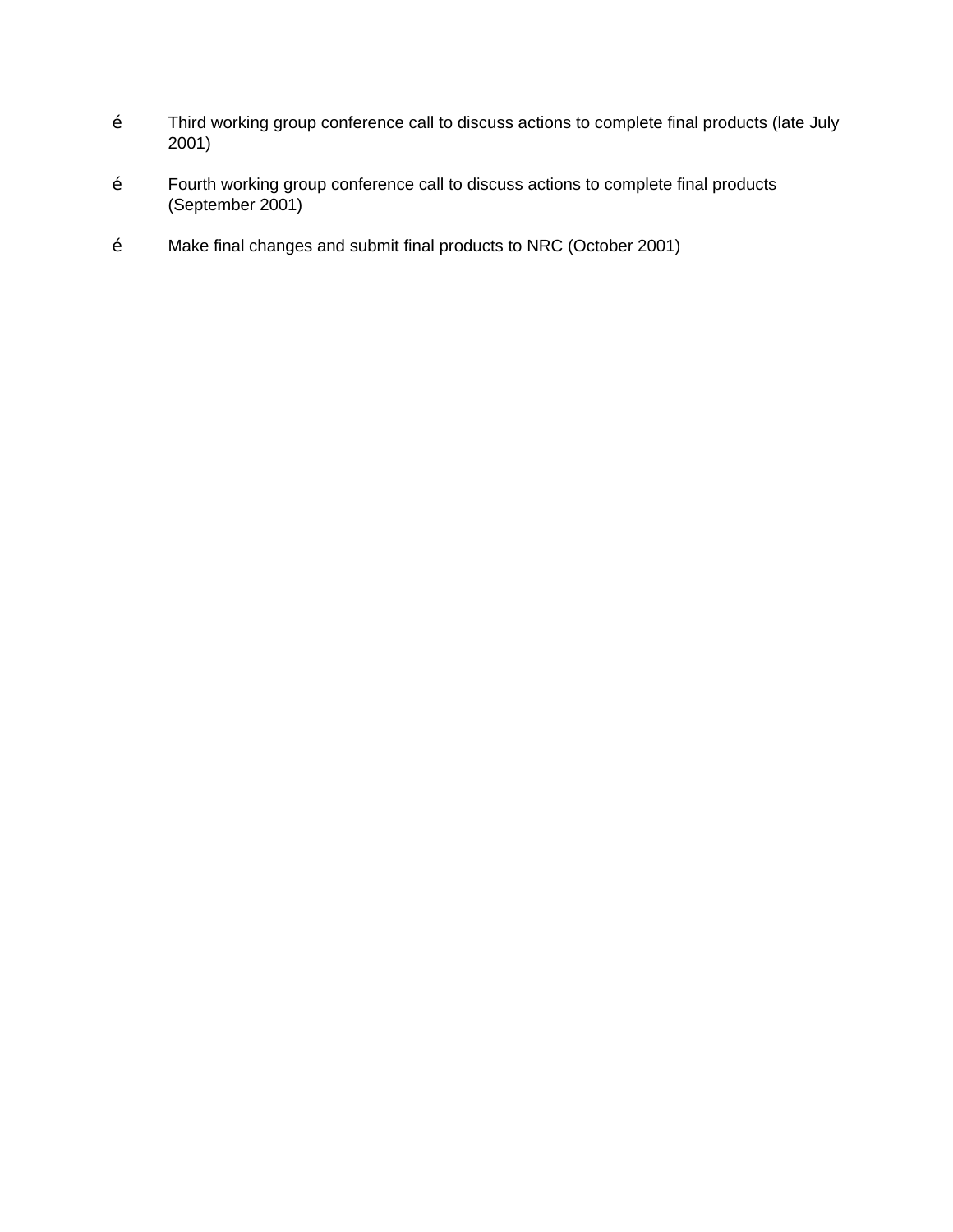- Third working group conference call to discuss actions to complete final products (late July 2001)

- Fourth working group conference call to discuss actions to complete final products (September 2001)

- Make final changes and submit final products to NRC (October 2001)